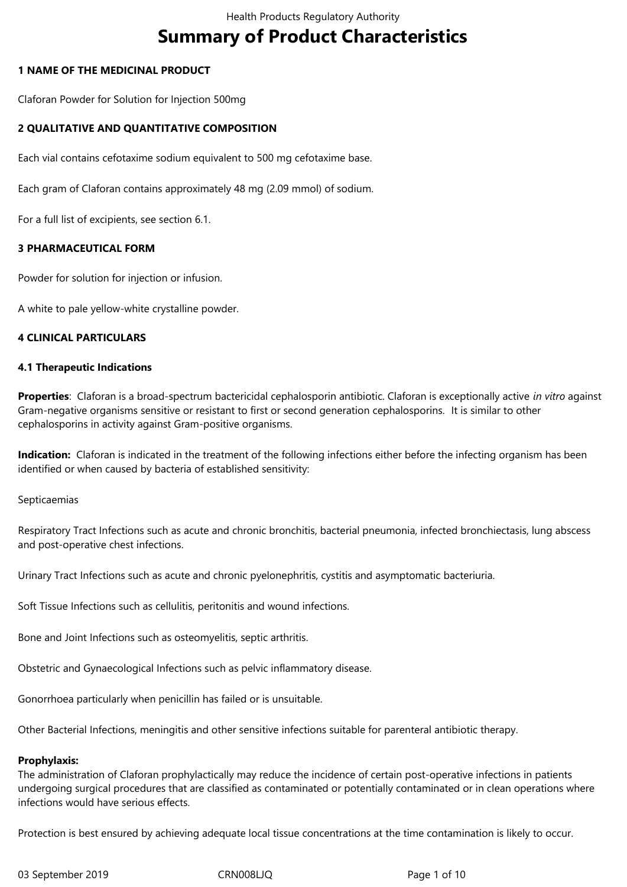# Summary of Product Characteristics

## 1 NAME OF THE MEDICINAL PRODUCT

Claforan Powder for Solution for Injection 500mg

## 2 QUALITATIVE AND QUANTITATIVE COMPOSITION

Each vial contains cefotaxime sodium equivalent to 500 mg cefotaxime base.

Each gram of Claforan contains approximately 48 mg (2.09 mmol) of sodium.

For a full list of excipients, see section 6.1.

## 3 PHARMACEUTICAL FORM

Powder for solution for injection or infusion.

A white to pale yellow-white crystalline powder.

## 4 CLINICAL PARTICULARS

### 4.1 Therapeutic Indications

**Properties**: Claforan is a broad-spectrum bactericidal cephalosporin antibiotic. Claforan is exceptionally active *in vitro* against Gram-negative organisms sensitive or resistant to first or second generation cephalosporins. It is similar to other cephalosporins in activity against Gram-positive organisms.

**Indication:** Claforan is indicated in the treatment of the following infections either before the infecting organism has been identified or when caused by bacteria of established sensitivity:

Septicaemias

Respiratory Tract Infections such as acute and chronic bronchitis, bacterial pneumonia, infected bronchiectasis, lung abscess and post-operative chest infections.

Urinary Tract Infections such as acute and chronic pyelonephritis, cystitis and asymptomatic bacteriuria.

Soft Tissue Infections such as cellulitis, peritonitis and wound infections.

Bone and Joint Infections such as osteomyelitis, septic arthritis.

Obstetric and Gynaecological Infections such as pelvic inflammatory disease.

Gonorrhoea particularly when penicillin has failed or is unsuitable.

Other Bacterial Infections, meningitis and other sensitive infections suitable for parenteral antibiotic therapy.

**Prophylaxis:**
The administration of Claforan prophylactically may reduce the incidence of certain post-operative infections in patients undergoing surgical procedures that are classified as contaminated or potentially contaminated or in clean operations where infections would have serious effects.

Protection is best ensured by achieving adequate local tissue concentrations at the time contamination is likely to occur.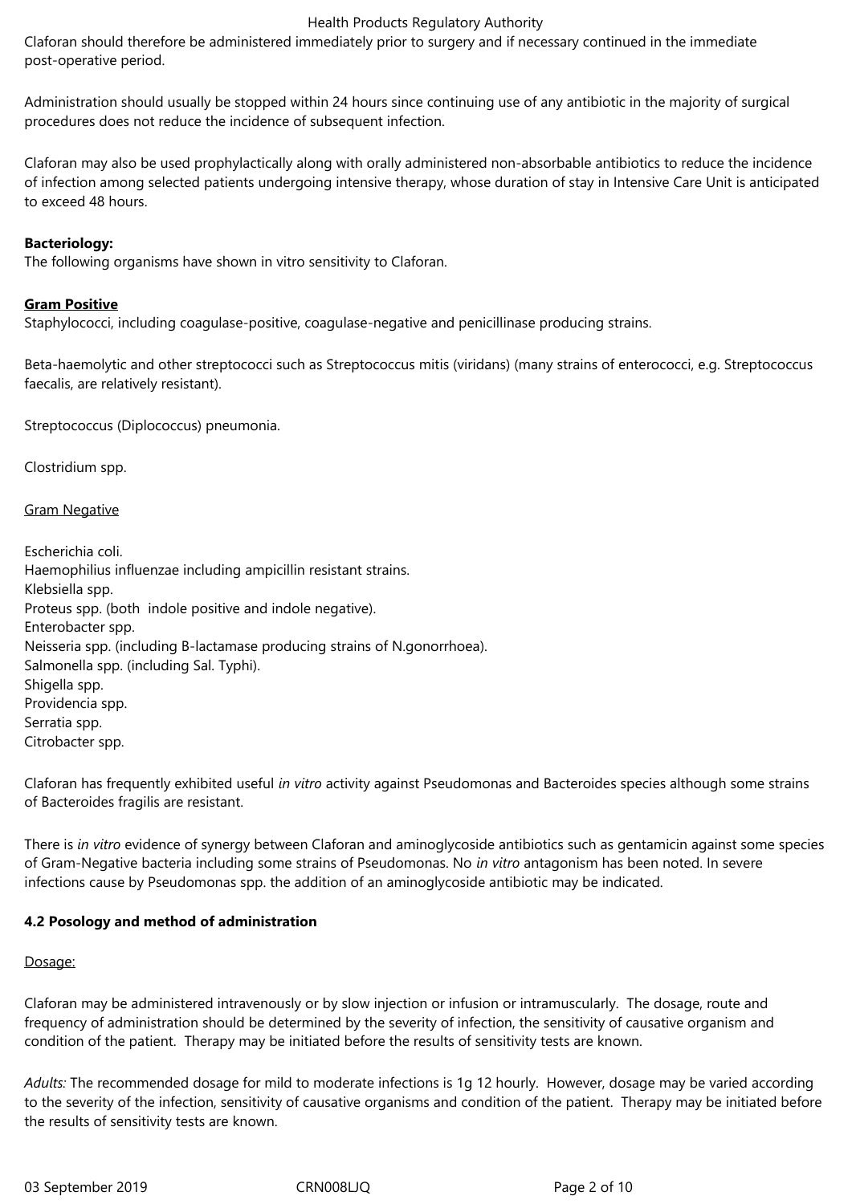Claforan should therefore be administered immediately prior to surgery and if necessary continued in the immediate post-operative period.

Administration should usually be stopped within 24 hours since continuing use of any antibiotic in the majority of surgical procedures does not reduce the incidence of subsequent infection.

Claforan may also be used prophylactically along with orally administered non-absorbable antibiotics to reduce the incidence of infection among selected patients undergoing intensive therapy, whose duration of stay in Intensive Care Unit is anticipated to exceed 48 hours.

**Bacteriology:**
The following organisms have shown in vitro sensitivity to Claforan.

**Gram Positive**
Staphylococci, including coagulase-positive, coagulase-negative and penicillinase producing strains.

Beta-haemolytic and other streptococci such as Streptococcus mitis (viridans) (many strains of enterococci, e.g. Streptococcus faecalis, are relatively resistant).

Streptococcus (Diplococcus) pneumonia.

Clostridium spp.

Gram Negative

Escherichia coli.
Haemophilius influenzae including ampicillin resistant strains.
Klebsiella spp.
Proteus spp. (both indole positive and indole negative).
Enterobacter spp.
Neisseria spp. (including B-lactamase producing strains of N.gonorrhoea).
Salmonella spp. (including Sal. Typhi).
Shigella spp.
Providencia spp.
Serratia spp.
Citrobacter spp.

Claforan has frequently exhibited useful *in vitro* activity against Pseudomonas and Bacteroides species although some strains of Bacteroides fragilis are resistant.

There is *in vitro* evidence of synergy between Claforan and aminoglycoside antibiotics such as gentamicin against some species of Gram-Negative bacteria including some strains of Pseudomonas. No *in vitro* antagonism has been noted. In severe infections cause by Pseudomonas spp. the addition of an aminoglycoside antibiotic may be indicated.

**4.2 Posology and method of administration**

Dosage:

Claforan may be administered intravenously or by slow injection or infusion or intramuscularly. The dosage, route and frequency of administration should be determined by the severity of infection, the sensitivity of causative organism and condition of the patient. Therapy may be initiated before the results of sensitivity tests are known.

*Adults:* The recommended dosage for mild to moderate infections is 1g 12 hourly. However, dosage may be varied according to the severity of the infection, sensitivity of causative organisms and condition of the patient. Therapy may be initiated before the results of sensitivity tests are known.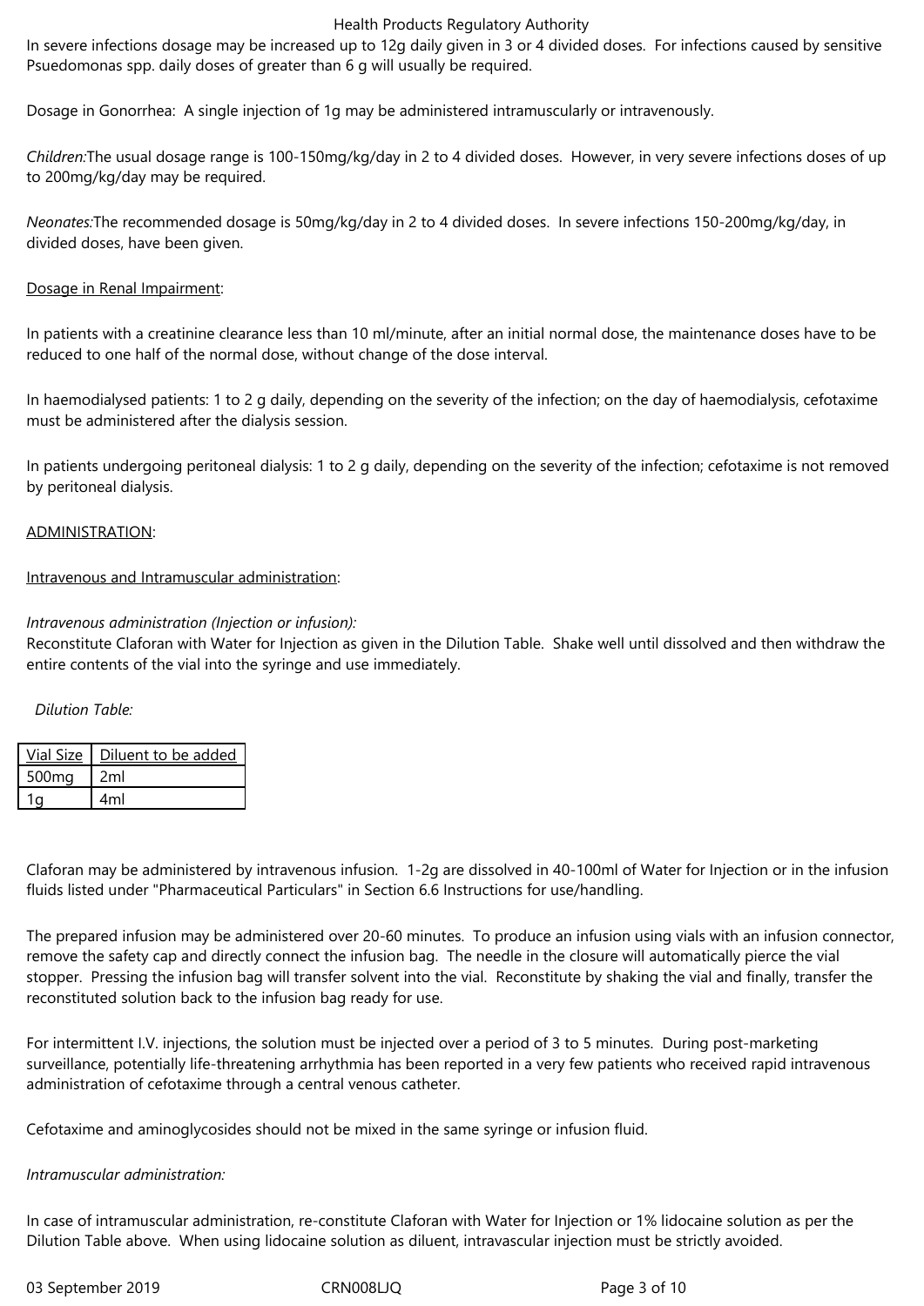In severe infections dosage may be increased up to 12g daily given in 3 or 4 divided doses. For infections caused by sensitive Psuedomonas spp. daily doses of greater than 6 g will usually be required.

Dosage in Gonorrhea: A single injection of 1g may be administered intramuscularly or intravenously.

*Children:*The usual dosage range is 100-150mg/kg/day in 2 to 4 divided doses. However, in very severe infections doses of up to 200mg/kg/day may be required.

*Neonates:*The recommended dosage is 50mg/kg/day in 2 to 4 divided doses. In severe infections 150-200mg/kg/day, in divided doses, have been given.

<u>Dosage in Renal Impairment</u>:

In patients with a creatinine clearance less than 10 ml/minute, after an initial normal dose, the maintenance doses have to be reduced to one half of the normal dose, without change of the dose interval.

In haemodialysed patients: 1 to 2 g daily, depending on the severity of the infection; on the day of haemodialysis, cefotaxime must be administered after the dialysis session.

In patients undergoing peritoneal dialysis: 1 to 2 g daily, depending on the severity of the infection; cefotaxime is not removed by peritoneal dialysis.

<u>ADMINISTRATION</u>:

<u>Intravenous and Intramuscular administration</u>:

*Intravenous administration (Injection or infusion):*
Reconstitute Claforan with Water for Injection as given in the Dilution Table. Shake well until dissolved and then withdraw the entire contents of the vial into the syringe and use immediately.

*Dilution Table:*

| Vial Size | Diluent to be added |
|---|---|
| 500mg | 2ml |
| 1g | 4ml |

Claforan may be administered by intravenous infusion. 1-2g are dissolved in 40-100ml of Water for Injection or in the infusion fluids listed under "Pharmaceutical Particulars" in Section 6.6 Instructions for use/handling.

The prepared infusion may be administered over 20-60 minutes. To produce an infusion using vials with an infusion connector, remove the safety cap and directly connect the infusion bag. The needle in the closure will automatically pierce the vial stopper. Pressing the infusion bag will transfer solvent into the vial. Reconstitute by shaking the vial and finally, transfer the reconstituted solution back to the infusion bag ready for use.

For intermittent I.V. injections, the solution must be injected over a period of 3 to 5 minutes. During post-marketing surveillance, potentially life-threatening arrhythmia has been reported in a very few patients who received rapid intravenous administration of cefotaxime through a central venous catheter.

Cefotaxime and aminoglycosides should not be mixed in the same syringe or infusion fluid.

*Intramuscular administration:*

In case of intramuscular administration, re-constitute Claforan with Water for Injection or 1% lidocaine solution as per the Dilution Table above. When using lidocaine solution as diluent, intravascular injection must be strictly avoided.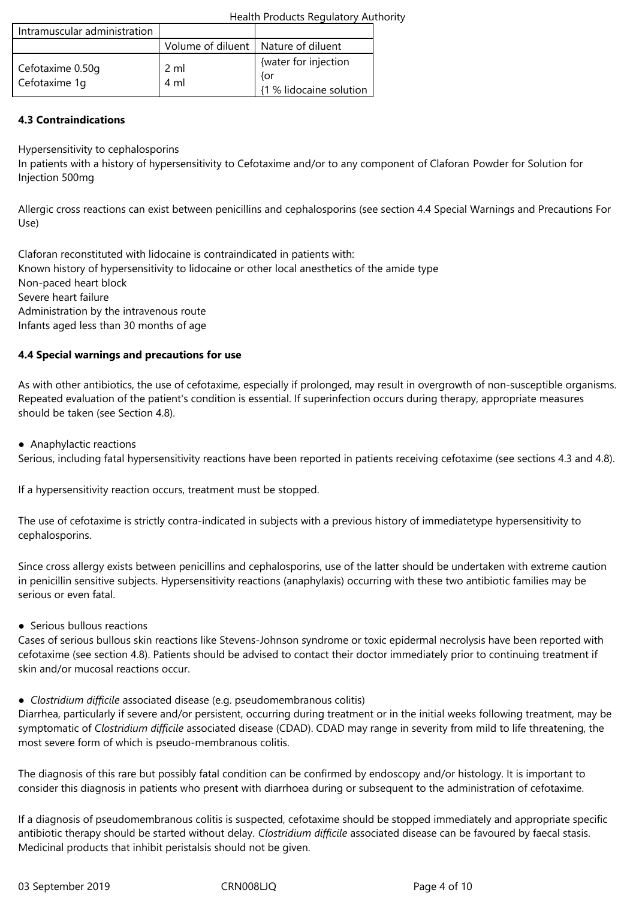| Intramuscular administration | | |
|---|---|---|
| | Volume of diluent | Nature of diluent |
| Cefotaxime 0.50g<br>Cefotaxime 1g | 2 ml<br>4 ml | {water for injection<br>{or<br>{1 % lidocaine solution |

### 4.3 Contraindications

Hypersensitivity to cephalosporins
In patients with a history of hypersensitivity to Cefotaxime and/or to any component of Claforan Powder for Solution for Injection 500mg

Allergic cross reactions can exist between penicillins and cephalosporins (see section 4.4 Special Warnings and Precautions For Use)

Claforan reconstituted with lidocaine is contraindicated in patients with:
Known history of hypersensitivity to lidocaine or other local anesthetics of the amide type
Non-paced heart block
Severe heart failure
Administration by the intravenous route
Infants aged less than 30 months of age

### 4.4 Special warnings and precautions for use

As with other antibiotics, the use of cefotaxime, especially if prolonged, may result in overgrowth of non-susceptible organisms. Repeated evaluation of the patient's condition is essential. If superinfection occurs during therapy, appropriate measures should be taken (see Section 4.8).

- Anaphylactic reactions

Serious, including fatal hypersensitivity reactions have been reported in patients receiving cefotaxime (see sections 4.3 and 4.8).

If a hypersensitivity reaction occurs, treatment must be stopped.

The use of cefotaxime is strictly contra-indicated in subjects with a previous history of immediatetype hypersensitivity to cephalosporins.

Since cross allergy exists between penicillins and cephalosporins, use of the latter should be undertaken with extreme caution in penicillin sensitive subjects. Hypersensitivity reactions (anaphylaxis) occurring with these two antibiotic families may be serious or even fatal.

- Serious bullous reactions

Cases of serious bullous skin reactions like Stevens-Johnson syndrome or toxic epidermal necrolysis have been reported with cefotaxime (see section 4.8). Patients should be advised to contact their doctor immediately prior to continuing treatment if skin and/or mucosal reactions occur.

- *Clostridium difficile* associated disease (e.g. pseudomembranous colitis)

Diarrhea, particularly if severe and/or persistent, occurring during treatment or in the initial weeks following treatment, may be symptomatic of *Clostridium difficile* associated disease (CDAD). CDAD may range in severity from mild to life threatening, the most severe form of which is pseudo-membranous colitis.

The diagnosis of this rare but possibly fatal condition can be confirmed by endoscopy and/or histology. It is important to consider this diagnosis in patients who present with diarrhoea during or subsequent to the administration of cefotaxime.

If a diagnosis of pseudomembranous colitis is suspected, cefotaxime should be stopped immediately and appropriate specific antibiotic therapy should be started without delay. *Clostridium difficile* associated disease can be favoured by faecal stasis. Medicinal products that inhibit peristalsis should not be given.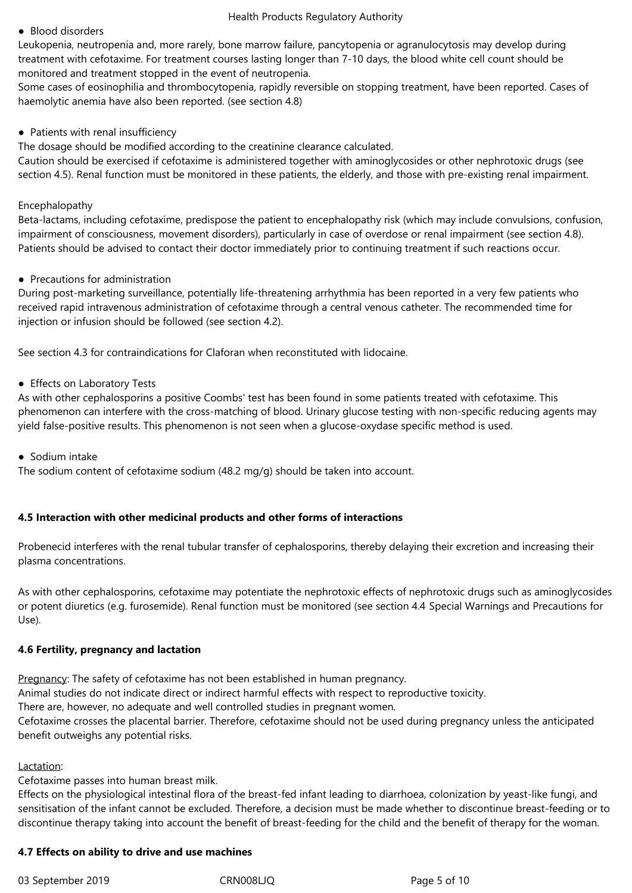● Blood disorders

Leukopenia, neutropenia and, more rarely, bone marrow failure, pancytopenia or agranulocytosis may develop during treatment with cefotaxime. For treatment courses lasting longer than 7-10 days, the blood white cell count should be monitored and treatment stopped in the event of neutropenia.

Some cases of eosinophilia and thrombocytopenia, rapidly reversible on stopping treatment, have been reported. Cases of haemolytic anemia have also been reported. (see section 4.8)

● Patients with renal insufficiency

The dosage should be modified according to the creatinine clearance calculated.

Caution should be exercised if cefotaxime is administered together with aminoglycosides or other nephrotoxic drugs (see section 4.5). Renal function must be monitored in these patients, the elderly, and those with pre-existing renal impairment.

Encephalopathy

Beta-lactams, including cefotaxime, predispose the patient to encephalopathy risk (which may include convulsions, confusion, impairment of consciousness, movement disorders), particularly in case of overdose or renal impairment (see section 4.8). Patients should be advised to contact their doctor immediately prior to continuing treatment if such reactions occur.

● Precautions for administration

During post-marketing surveillance, potentially life-threatening arrhythmia has been reported in a very few patients who received rapid intravenous administration of cefotaxime through a central venous catheter. The recommended time for injection or infusion should be followed (see section 4.2).

See section 4.3 for contraindications for Claforan when reconstituted with lidocaine.

● Effects on Laboratory Tests

As with other cephalosporins a positive Coombs' test has been found in some patients treated with cefotaxime. This phenomenon can interfere with the cross-matching of blood. Urinary glucose testing with non-specific reducing agents may yield false-positive results. This phenomenon is not seen when a glucose-oxydase specific method is used.

● Sodium intake

The sodium content of cefotaxime sodium (48.2 mg/g) should be taken into account.

**4.5 Interaction with other medicinal products and other forms of interactions**

Probenecid interferes with the renal tubular transfer of cephalosporins, thereby delaying their excretion and increasing their plasma concentrations.

As with other cephalosporins, cefotaxime may potentiate the nephrotoxic effects of nephrotoxic drugs such as aminoglycosides or potent diuretics (e.g. furosemide). Renal function must be monitored (see section 4.4 Special Warnings and Precautions for Use).

**4.6 Fertility, pregnancy and lactation**

Pregnancy: The safety of cefotaxime has not been established in human pregnancy.

Animal studies do not indicate direct or indirect harmful effects with respect to reproductive toxicity.

There are, however, no adequate and well controlled studies in pregnant women.

Cefotaxime crosses the placental barrier. Therefore, cefotaxime should not be used during pregnancy unless the anticipated benefit outweighs any potential risks.

Lactation:

Cefotaxime passes into human breast milk.

Effects on the physiological intestinal flora of the breast-fed infant leading to diarrhoea, colonization by yeast-like fungi, and sensitisation of the infant cannot be excluded. Therefore, a decision must be made whether to discontinue breast-feeding or to discontinue therapy taking into account the benefit of breast-feeding for the child and the benefit of therapy for the woman.

**4.7 Effects on ability to drive and use machines**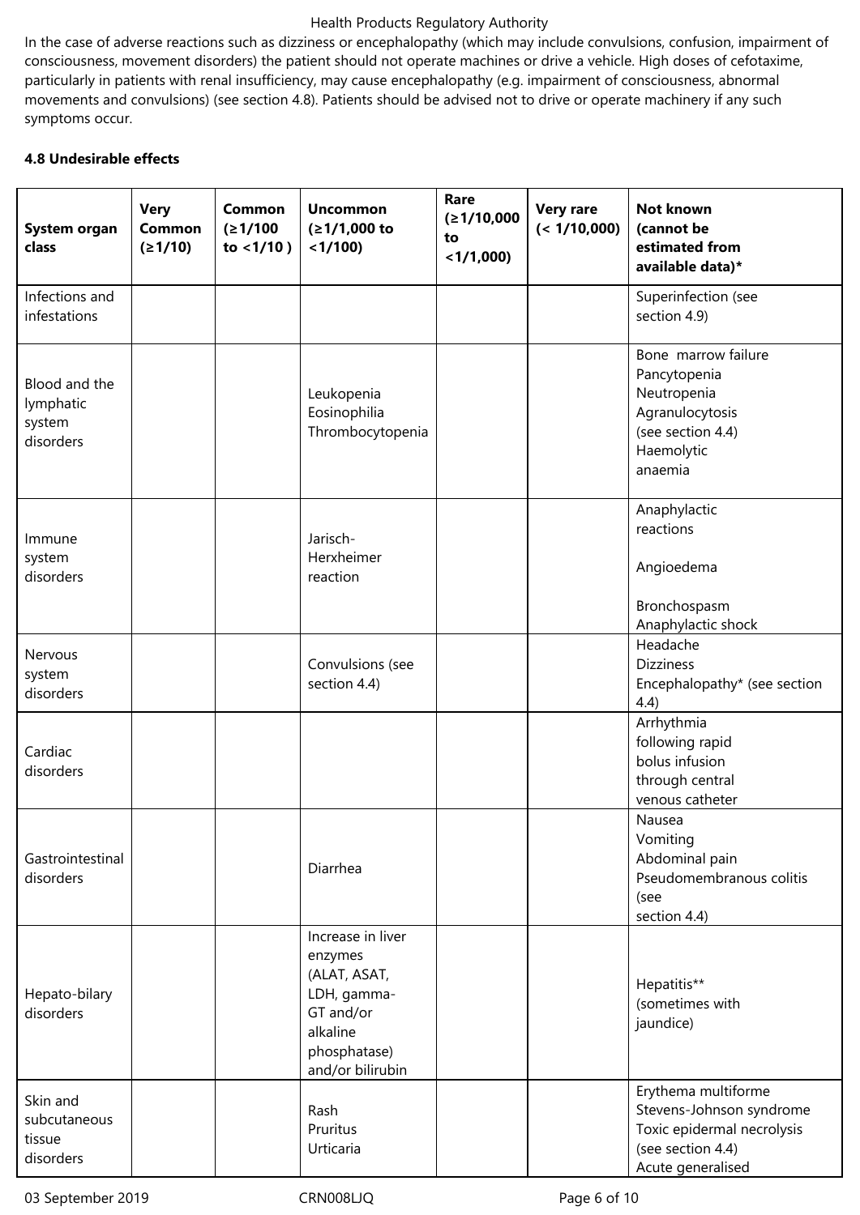In the case of adverse reactions such as dizziness or encephalopathy (which may include convulsions, confusion, impairment of consciousness, movement disorders) the patient should not operate machines or drive a vehicle. High doses of cefotaxime, particularly in patients with renal insufficiency, may cause encephalopathy (e.g. impairment of consciousness, abnormal movements and convulsions) (see section 4.8). Patients should be advised not to drive or operate machinery if any such symptoms occur.

**4.8 Undesirable effects**

| System organ class | Very Common (≥1/10) | Common (≥1/100 to <1/10 ) | Uncommon (≥1/1,000 to <1/100) | Rare (≥1/10,000 to <1/1,000) | Very rare (< 1/10,000) | Not known (cannot be estimated from available data)* |
|---|---|---|---|---|---|---|
| Infections and infestations | | | | | | Superinfection (see section 4.9) |
| Blood and the lymphatic system disorders | | | Leukopenia<br>Eosinophilia<br>Thrombocytopenia | | | Bone marrow failure<br>Pancytopenia<br>Neutropenia<br>Agranulocytosis (see section 4.4)<br>Haemolytic anaemia |
| Immune system disorders | | | Jarisch-Herxheimer reaction | | | Anaphylactic reactions<br><br>Angioedema<br><br>Bronchospasm<br>Anaphylactic shock |
| Nervous system disorders | | | Convulsions (see section 4.4) | | | Headache<br>Dizziness<br>Encephalopathy* (see section 4.4) |
| Cardiac disorders | | | | | | Arrhythmia following rapid bolus infusion through central venous catheter |
| Gastrointestinal disorders | | | Diarrhea | | | Nausea<br>Vomiting<br>Abdominal pain<br>Pseudomembranous colitis (see section 4.4) |
| Hepato-bilary disorders | | | Increase in liver enzymes (ALAT, ASAT, LDH, gamma-GT and/or alkaline phosphatase) and/or bilirubin | | | Hepatitis** (sometimes with jaundice) |
| Skin and subcutaneous tissue disorders | | | Rash<br>Pruritus<br>Urticaria | | | Erythema multiforme<br>Stevens-Johnson syndrome<br>Toxic epidermal necrolysis (see section 4.4)<br>Acute generalised |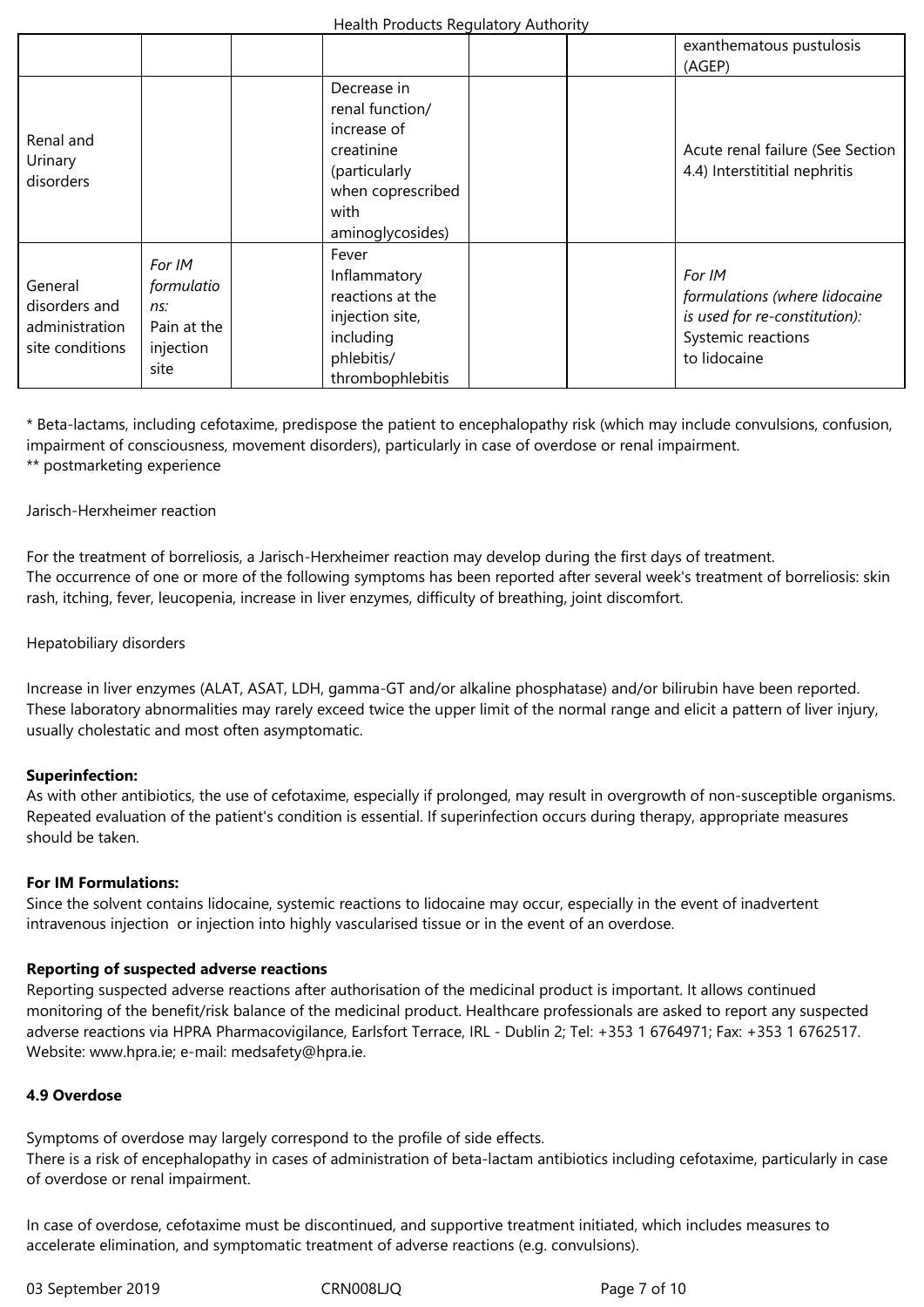| | | | | | | |
|---|---|---|---|---|---|---|
| | | | | | | exanthematous pustulosis (AGEP) |
| Renal and Urinary disorders | | | Decrease in renal function/ increase of creatinine (particularly when coprescribed with aminoglycosides) | | | Acute renal failure (See Section 4.4) Interstititial nephritis |
| General disorders and administration site conditions | *For IM formulations:* Pain at the injection site | | Fever Inflammatory reactions at the injection site, including phlebitis/ thrombophlebitis | | | *For IM formulations (where lidocaine is used for re-constitution):* Systemic reactions to lidocaine |

\* Beta-lactams, including cefotaxime, predispose the patient to encephalopathy risk (which may include convulsions, confusion, impairment of consciousness, movement disorders), particularly in case of overdose or renal impairment.
\*\* postmarketing experience

Jarisch-Herxheimer reaction

For the treatment of borreliosis, a Jarisch-Herxheimer reaction may develop during the first days of treatment.
The occurrence of one or more of the following symptoms has been reported after several week's treatment of borreliosis: skin rash, itching, fever, leucopenia, increase in liver enzymes, difficulty of breathing, joint discomfort.

Hepatobiliary disorders

Increase in liver enzymes (ALAT, ASAT, LDH, gamma-GT and/or alkaline phosphatase) and/or bilirubin have been reported. These laboratory abnormalities may rarely exceed twice the upper limit of the normal range and elicit a pattern of liver injury, usually cholestatic and most often asymptomatic.

**Superinfection:**
As with other antibiotics, the use of cefotaxime, especially if prolonged, may result in overgrowth of non-susceptible organisms. Repeated evaluation of the patient's condition is essential. If superinfection occurs during therapy, appropriate measures should be taken.

**For IM Formulations:**
Since the solvent contains lidocaine, systemic reactions to lidocaine may occur, especially in the event of inadvertent intravenous injection or injection into highly vascularised tissue or in the event of an overdose.

**Reporting of suspected adverse reactions**
Reporting suspected adverse reactions after authorisation of the medicinal product is important. It allows continued monitoring of the benefit/risk balance of the medicinal product. Healthcare professionals are asked to report any suspected adverse reactions via HPRA Pharmacovigilance, Earlsfort Terrace, IRL - Dublin 2; Tel: +353 1 6764971; Fax: +353 1 6762517. Website: www.hpra.ie; e-mail: medsafety@hpra.ie.

**4.9 Overdose**

Symptoms of overdose may largely correspond to the profile of side effects.
There is a risk of encephalopathy in cases of administration of beta-lactam antibiotics including cefotaxime, particularly in case of overdose or renal impairment.

In case of overdose, cefotaxime must be discontinued, and supportive treatment initiated, which includes measures to accelerate elimination, and symptomatic treatment of adverse reactions (e.g. convulsions).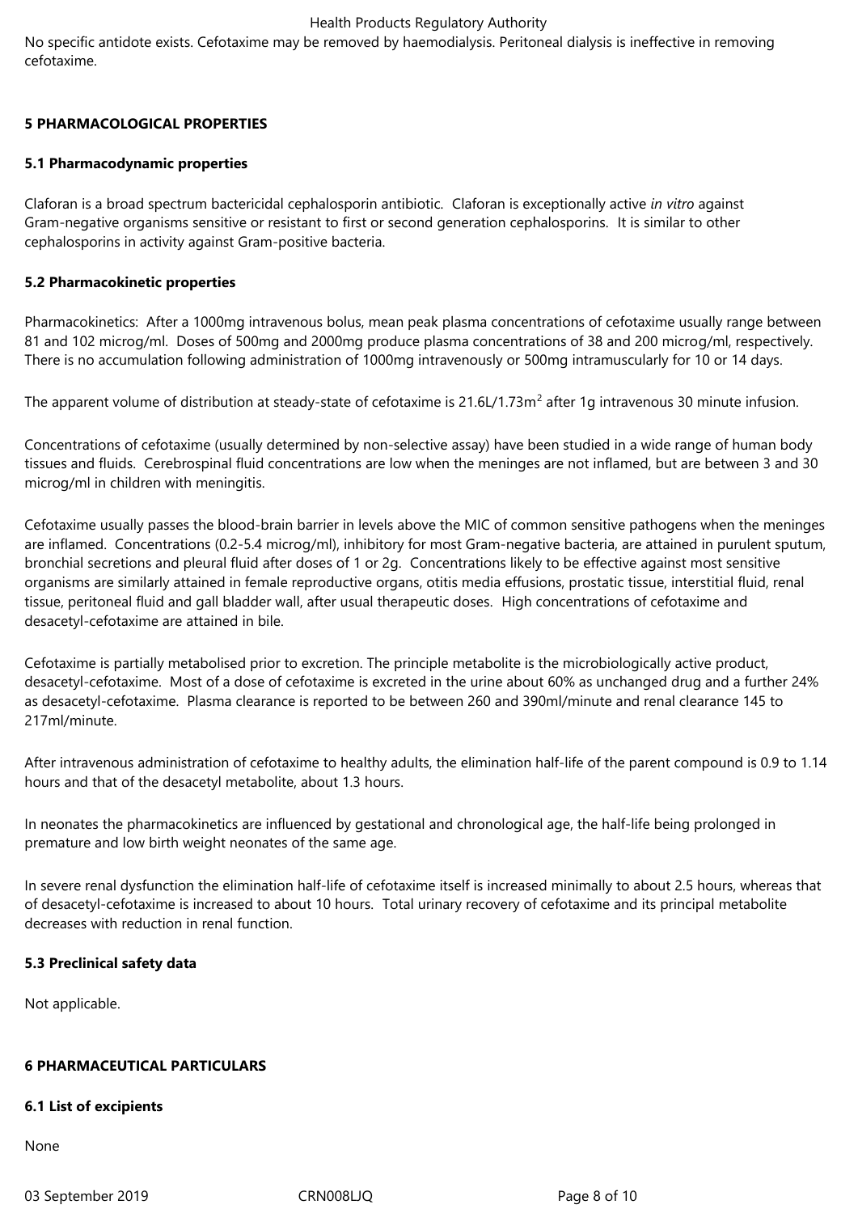No specific antidote exists. Cefotaxime may be removed by haemodialysis. Peritoneal dialysis is ineffective in removing cefotaxime.

## 5 PHARMACOLOGICAL PROPERTIES

### 5.1 Pharmacodynamic properties

Claforan is a broad spectrum bactericidal cephalosporin antibiotic. Claforan is exceptionally active *in vitro* against Gram-negative organisms sensitive or resistant to first or second generation cephalosporins. It is similar to other cephalosporins in activity against Gram-positive bacteria.

### 5.2 Pharmacokinetic properties

Pharmacokinetics: After a 1000mg intravenous bolus, mean peak plasma concentrations of cefotaxime usually range between 81 and 102 microg/ml. Doses of 500mg and 2000mg produce plasma concentrations of 38 and 200 microg/ml, respectively. There is no accumulation following administration of 1000mg intravenously or 500mg intramuscularly for 10 or 14 days.

The apparent volume of distribution at steady-state of cefotaxime is 21.6L/1.73m$^2$ after 1g intravenous 30 minute infusion.

Concentrations of cefotaxime (usually determined by non-selective assay) have been studied in a wide range of human body tissues and fluids. Cerebrospinal fluid concentrations are low when the meninges are not inflamed, but are between 3 and 30 microg/ml in children with meningitis.

Cefotaxime usually passes the blood-brain barrier in levels above the MIC of common sensitive pathogens when the meninges are inflamed. Concentrations (0.2-5.4 microg/ml), inhibitory for most Gram-negative bacteria, are attained in purulent sputum, bronchial secretions and pleural fluid after doses of 1 or 2g. Concentrations likely to be effective against most sensitive organisms are similarly attained in female reproductive organs, otitis media effusions, prostatic tissue, interstitial fluid, renal tissue, peritoneal fluid and gall bladder wall, after usual therapeutic doses. High concentrations of cefotaxime and desacetyl-cefotaxime are attained in bile.

Cefotaxime is partially metabolised prior to excretion. The principle metabolite is the microbiologically active product, desacetyl-cefotaxime. Most of a dose of cefotaxime is excreted in the urine about 60% as unchanged drug and a further 24% as desacetyl-cefotaxime. Plasma clearance is reported to be between 260 and 390ml/minute and renal clearance 145 to 217ml/minute.

After intravenous administration of cefotaxime to healthy adults, the elimination half-life of the parent compound is 0.9 to 1.14 hours and that of the desacetyl metabolite, about 1.3 hours.

In neonates the pharmacokinetics are influenced by gestational and chronological age, the half-life being prolonged in premature and low birth weight neonates of the same age.

In severe renal dysfunction the elimination half-life of cefotaxime itself is increased minimally to about 2.5 hours, whereas that of desacetyl-cefotaxime is increased to about 10 hours. Total urinary recovery of cefotaxime and its principal metabolite decreases with reduction in renal function.

### 5.3 Preclinical safety data

Not applicable.

## 6 PHARMACEUTICAL PARTICULARS

### 6.1 List of excipients

None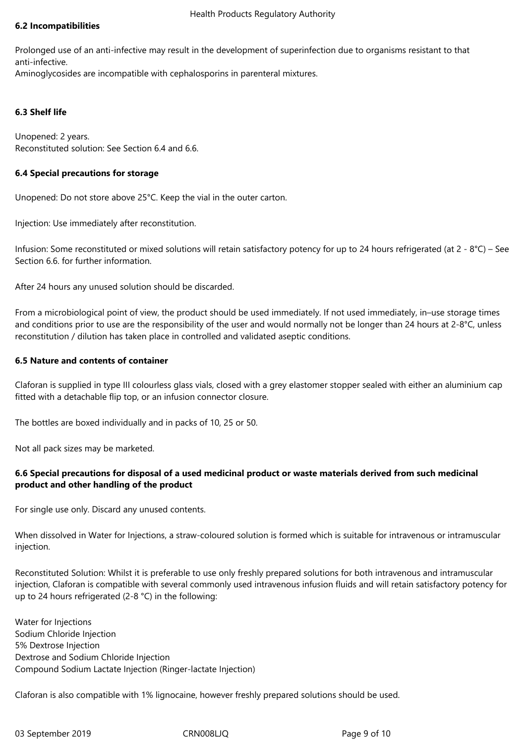### 6.2 Incompatibilities

Prolonged use of an anti-infective may result in the development of superinfection due to organisms resistant to that anti-infective.
Aminoglycosides are incompatible with cephalosporins in parenteral mixtures.

### 6.3 Shelf life

Unopened: 2 years.
Reconstituted solution: See Section 6.4 and 6.6.

### 6.4 Special precautions for storage

Unopened: Do not store above 25°C. Keep the vial in the outer carton.

Injection: Use immediately after reconstitution.

Infusion: Some reconstituted or mixed solutions will retain satisfactory potency for up to 24 hours refrigerated (at 2 - 8°C) – See Section 6.6. for further information.

After 24 hours any unused solution should be discarded.

From a microbiological point of view, the product should be used immediately. If not used immediately, in–use storage times and conditions prior to use are the responsibility of the user and would normally not be longer than 24 hours at 2-8°C, unless reconstitution / dilution has taken place in controlled and validated aseptic conditions.

### 6.5 Nature and contents of container

Claforan is supplied in type III colourless glass vials, closed with a grey elastomer stopper sealed with either an aluminium cap fitted with a detachable flip top, or an infusion connector closure.

The bottles are boxed individually and in packs of 10, 25 or 50.

Not all pack sizes may be marketed.

### 6.6 Special precautions for disposal of a used medicinal product or waste materials derived from such medicinal product and other handling of the product

For single use only. Discard any unused contents.

When dissolved in Water for Injections, a straw-coloured solution is formed which is suitable for intravenous or intramuscular injection.

Reconstituted Solution: Whilst it is preferable to use only freshly prepared solutions for both intravenous and intramuscular injection, Claforan is compatible with several commonly used intravenous infusion fluids and will retain satisfactory potency for up to 24 hours refrigerated (2-8 °C) in the following:

Water for Injections
Sodium Chloride Injection
5% Dextrose Injection
Dextrose and Sodium Chloride Injection
Compound Sodium Lactate Injection (Ringer-lactate Injection)

Claforan is also compatible with 1% lignocaine, however freshly prepared solutions should be used.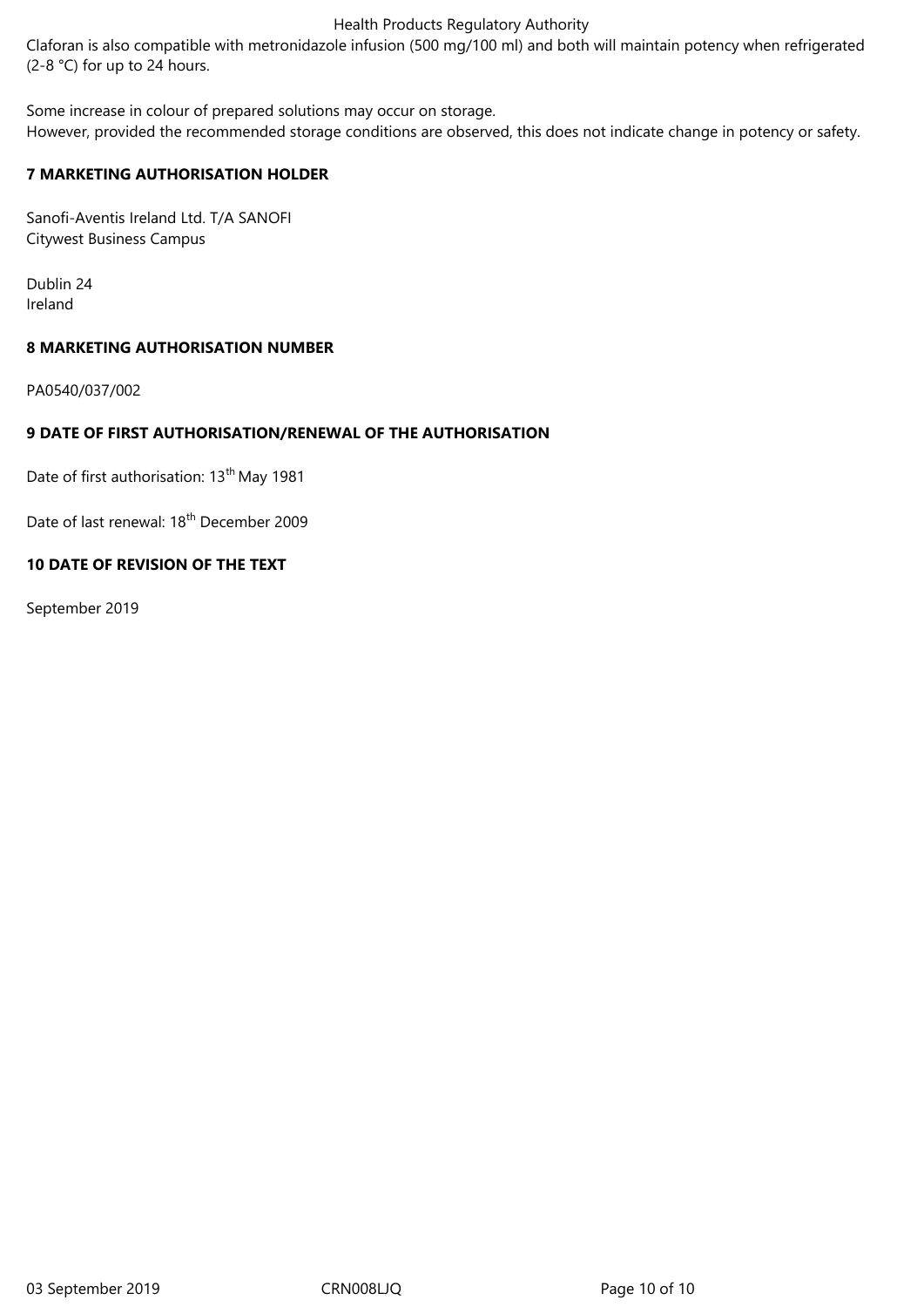Claforan is also compatible with metronidazole infusion (500 mg/100 ml) and both will maintain potency when refrigerated (2-8 °C) for up to 24 hours.

Some increase in colour of prepared solutions may occur on storage.
However, provided the recommended storage conditions are observed, this does not indicate change in potency or safety.

## 7 MARKETING AUTHORISATION HOLDER

Sanofi-Aventis Ireland Ltd. T/A SANOFI
Citywest Business Campus

Dublin 24
Ireland

## 8 MARKETING AUTHORISATION NUMBER

PA0540/037/002

## 9 DATE OF FIRST AUTHORISATION/RENEWAL OF THE AUTHORISATION

Date of first authorisation: 13th May 1981

Date of last renewal: 18th December 2009

## 10 DATE OF REVISION OF THE TEXT

September 2019